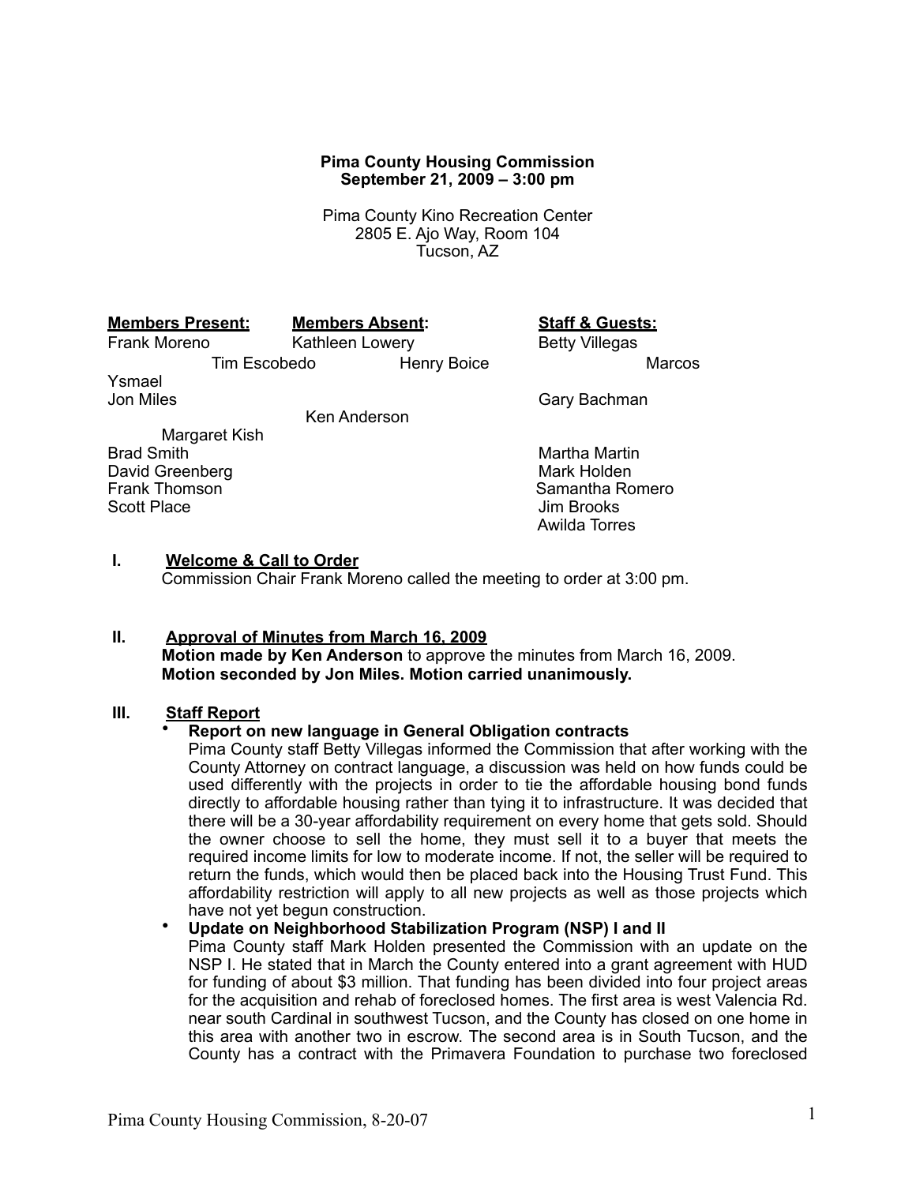**Pima County Housing Commission**
**September 21, 2009 – 3:00 pm**

Pima County Kino Recreation Center
2805 E. Ajo Way, Room 104
Tucson, AZ

| **Members Present:** | **Members Absent:** | **Staff & Guests:** |
|---|---|---|
| Frank Moreno | Kathleen Lowery | Betty Villegas |
| Tim Escobedo | Henry Boice | Marcos Ysmael |
| Jon Miles | | Gary Bachman |
| | Ken Anderson | |
| Margaret Kish | | |
| Brad Smith | | Martha Martin |
| David Greenberg | | Mark Holden |
| Frank Thomson | | Samantha Romero |
| Scott Place | | Jim Brooks |
| | | Awilda Torres |

**I. Welcome & Call to Order**

Commission Chair Frank Moreno called the meeting to order at 3:00 pm.

**II. Approval of Minutes from March 16, 2009**

**Motion made by Ken Anderson** to approve the minutes from March 16, 2009.
**Motion seconded by Jon Miles. Motion carried unanimously.**

**III. Staff Report**

- **Report on new language in General Obligation contracts**
  Pima County staff Betty Villegas informed the Commission that after working with the County Attorney on contract language, a discussion was held on how funds could be used differently with the projects in order to tie the affordable housing bond funds directly to affordable housing rather than tying it to infrastructure. It was decided that there will be a 30-year affordability requirement on every home that gets sold. Should the owner choose to sell the home, they must sell it to a buyer that meets the required income limits for low to moderate income. If not, the seller will be required to return the funds, which would then be placed back into the Housing Trust Fund. This affordability restriction will apply to all new projects as well as those projects which have not yet begun construction.
- **Update on Neighborhood Stabilization Program (NSP) I and II**
  Pima County staff Mark Holden presented the Commission with an update on the NSP I. He stated that in March the County entered into a grant agreement with HUD for funding of about $3 million. That funding has been divided into four project areas for the acquisition and rehab of foreclosed homes. The first area is west Valencia Rd. near south Cardinal in southwest Tucson, and the County has closed on one home in this area with another two in escrow. The second area is in South Tucson, and the County has a contract with the Primavera Foundation to purchase two foreclosed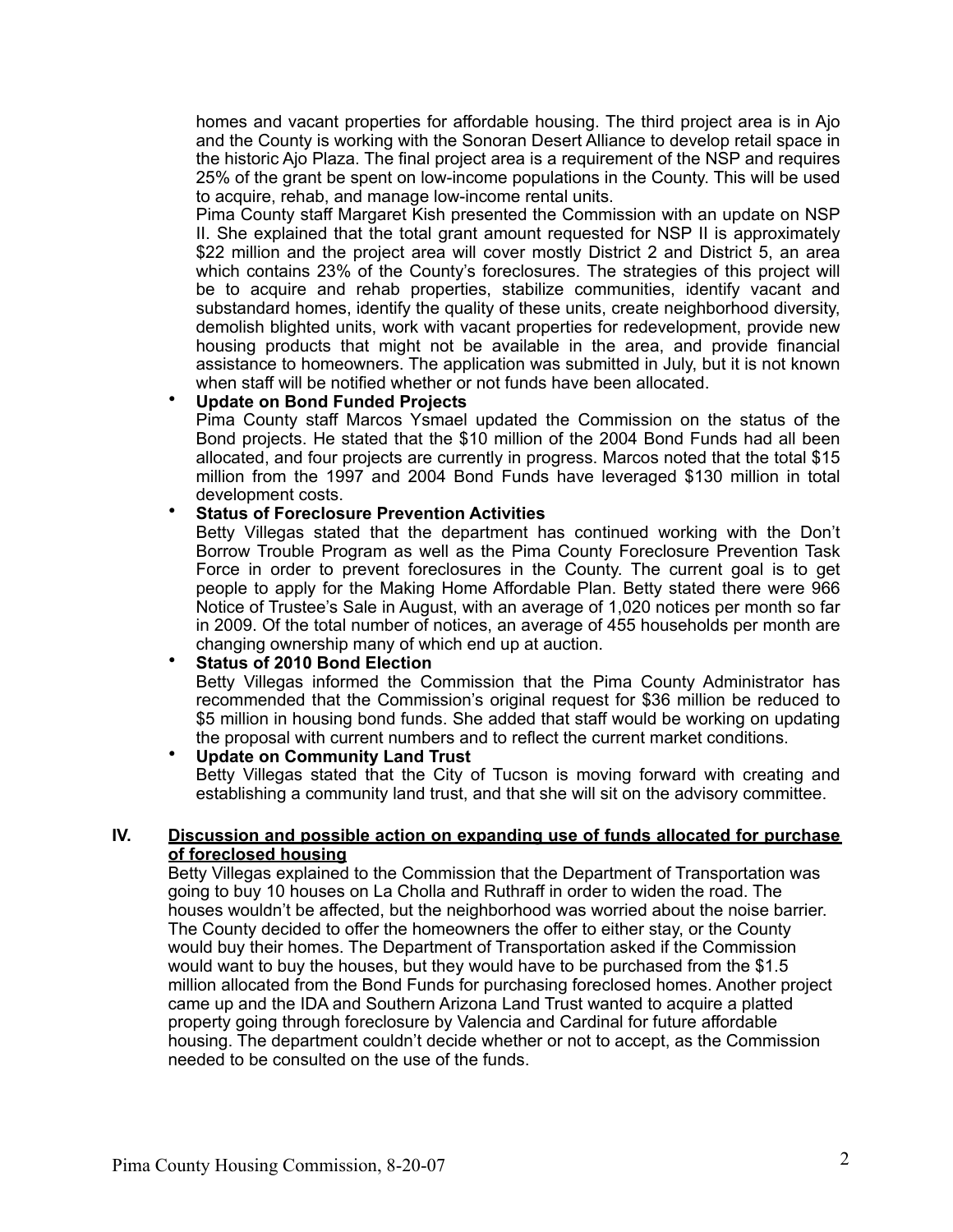homes and vacant properties for affordable housing. The third project area is in Ajo and the County is working with the Sonoran Desert Alliance to develop retail space in the historic Ajo Plaza. The final project area is a requirement of the NSP and requires 25% of the grant be spent on low-income populations in the County. This will be used to acquire, rehab, and manage low-income rental units.

Pima County staff Margaret Kish presented the Commission with an update on NSP II. She explained that the total grant amount requested for NSP II is approximately $22 million and the project area will cover mostly District 2 and District 5, an area which contains 23% of the County's foreclosures. The strategies of this project will be to acquire and rehab properties, stabilize communities, identify vacant and substandard homes, identify the quality of these units, create neighborhood diversity, demolish blighted units, work with vacant properties for redevelopment, provide new housing products that might not be available in the area, and provide financial assistance to homeowners. The application was submitted in July, but it is not known when staff will be notified whether or not funds have been allocated.

- **Update on Bond Funded Projects**
  Pima County staff Marcos Ysmael updated the Commission on the status of the Bond projects. He stated that the $10 million of the 2004 Bond Funds had all been allocated, and four projects are currently in progress. Marcos noted that the total $15 million from the 1997 and 2004 Bond Funds have leveraged $130 million in total development costs.
- **Status of Foreclosure Prevention Activities**
  Betty Villegas stated that the department has continued working with the Don't Borrow Trouble Program as well as the Pima County Foreclosure Prevention Task Force in order to prevent foreclosures in the County. The current goal is to get people to apply for the Making Home Affordable Plan. Betty stated there were 966 Notice of Trustee's Sale in August, with an average of 1,020 notices per month so far in 2009. Of the total number of notices, an average of 455 households per month are changing ownership many of which end up at auction.
- **Status of 2010 Bond Election**
  Betty Villegas informed the Commission that the Pima County Administrator has recommended that the Commission's original request for $36 million be reduced to $5 million in housing bond funds. She added that staff would be working on updating the proposal with current numbers and to reflect the current market conditions.
- **Update on Community Land Trust**
  Betty Villegas stated that the City of Tucson is moving forward with creating and establishing a community land trust, and that she will sit on the advisory committee.

## IV. Discussion and possible action on expanding use of funds allocated for purchase of foreclosed housing

Betty Villegas explained to the Commission that the Department of Transportation was going to buy 10 houses on La Cholla and Ruthraff in order to widen the road. The houses wouldn't be affected, but the neighborhood was worried about the noise barrier. The County decided to offer the homeowners the offer to either stay, or the County would buy their homes. The Department of Transportation asked if the Commission would want to buy the houses, but they would have to be purchased from the $1.5 million allocated from the Bond Funds for purchasing foreclosed homes. Another project came up and the IDA and Southern Arizona Land Trust wanted to acquire a platted property going through foreclosure by Valencia and Cardinal for future affordable housing. The department couldn't decide whether or not to accept, as the Commission needed to be consulted on the use of the funds.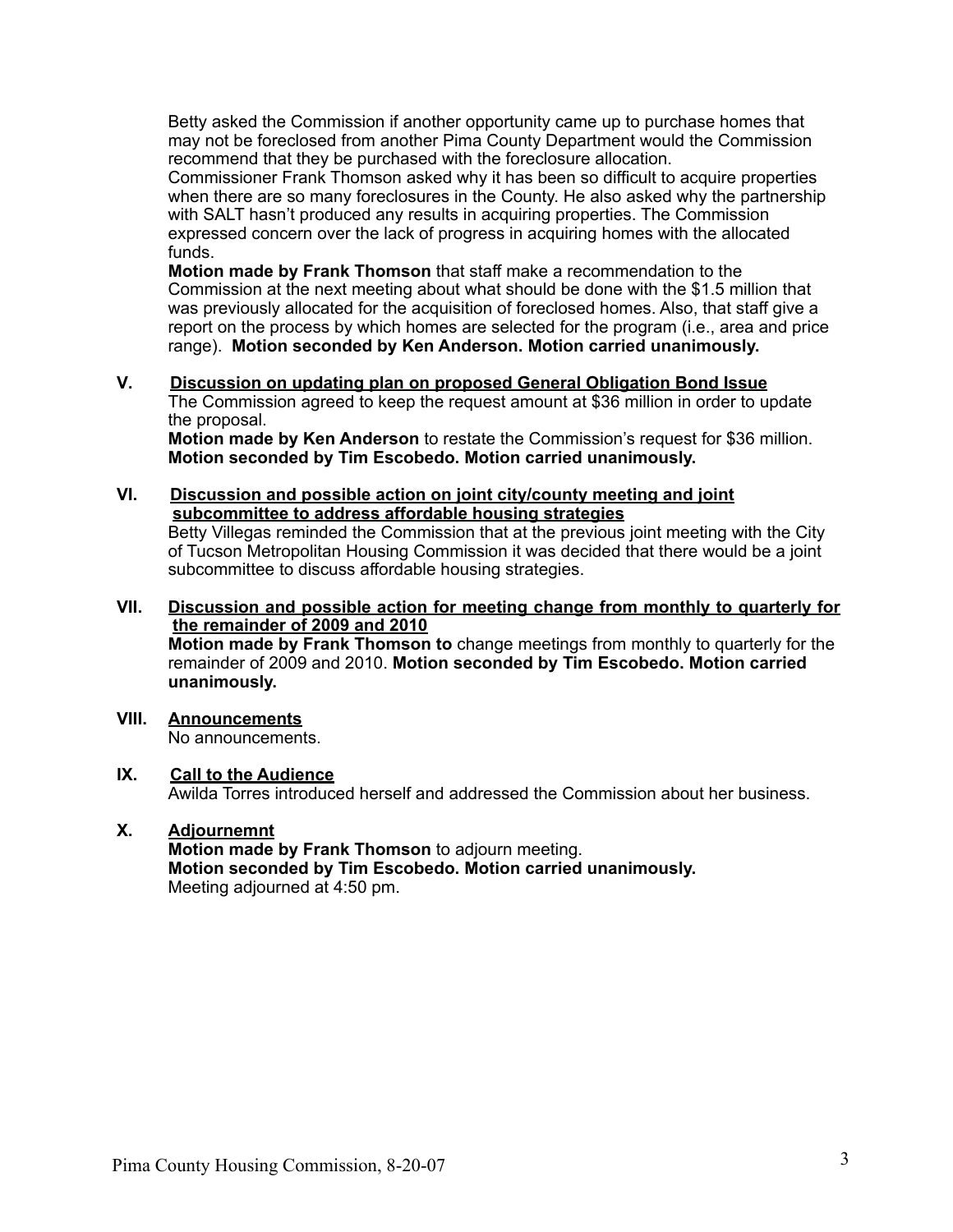Betty asked the Commission if another opportunity came up to purchase homes that may not be foreclosed from another Pima County Department would the Commission recommend that they be purchased with the foreclosure allocation.
Commissioner Frank Thomson asked why it has been so difficult to acquire properties when there are so many foreclosures in the County. He also asked why the partnership with SALT hasn't produced any results in acquiring properties. The Commission expressed concern over the lack of progress in acquiring homes with the allocated funds.
**Motion made by Frank Thomson** that staff make a recommendation to the Commission at the next meeting about what should be done with the $1.5 million that was previously allocated for the acquisition of foreclosed homes. Also, that staff give a report on the process by which homes are selected for the program (i.e., area and price range). **Motion seconded by Ken Anderson. Motion carried unanimously.**

**V. Discussion on updating plan on proposed General Obligation Bond Issue**

The Commission agreed to keep the request amount at $36 million in order to update the proposal.
**Motion made by Ken Anderson** to restate the Commission's request for $36 million. **Motion seconded by Tim Escobedo. Motion carried unanimously.**

**VI. Discussion and possible action on joint city/county meeting and joint subcommittee to address affordable housing strategies**

Betty Villegas reminded the Commission that at the previous joint meeting with the City of Tucson Metropolitan Housing Commission it was decided that there would be a joint subcommittee to discuss affordable housing strategies.

**VII. Discussion and possible action for meeting change from monthly to quarterly for the remainder of 2009 and 2010**

**Motion made by Frank Thomson to** change meetings from monthly to quarterly for the remainder of 2009 and 2010. **Motion seconded by Tim Escobedo. Motion carried unanimously.**

**VIII. Announcements**

No announcements.

**IX. Call to the Audience**

Awilda Torres introduced herself and addressed the Commission about her business.

**X. Adjournemnt**

**Motion made by Frank Thomson** to adjourn meeting.
**Motion seconded by Tim Escobedo. Motion carried unanimously.**
Meeting adjourned at 4:50 pm.